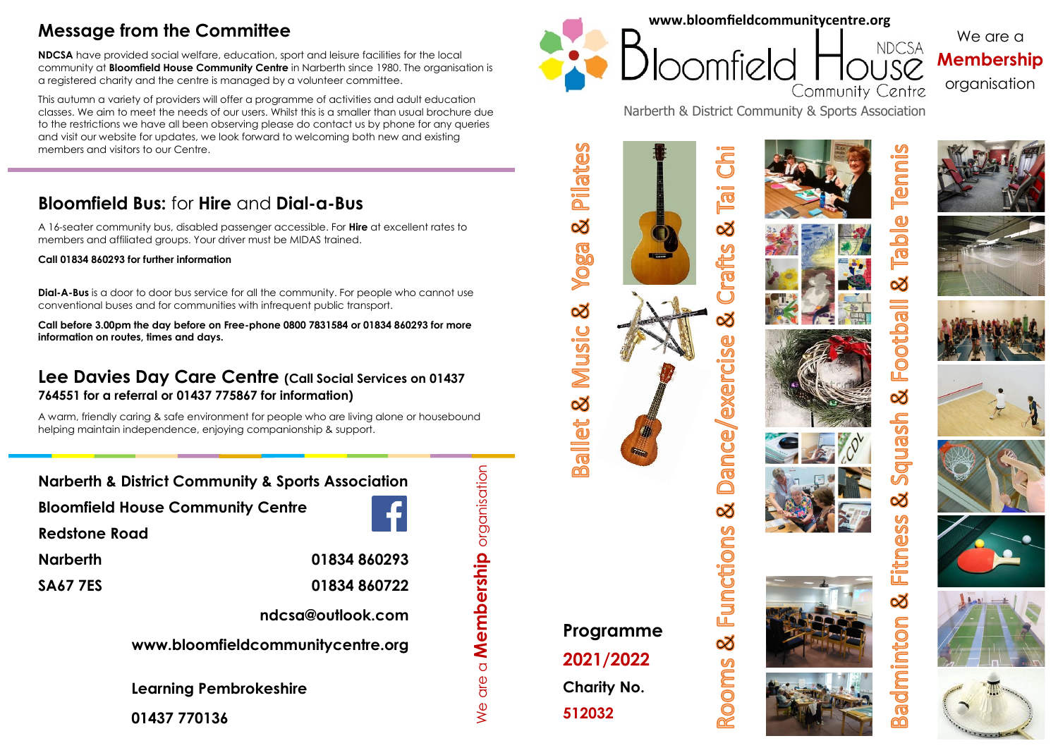## Message from the Committee

**NDCSA** have provided social welfare, education, sport and leisure facilities for the local community at **Bloomfield House Community Centre** in Narberth since 1980. The organisation is a registered charity and the centre is managed by a volunteer committee.

This autumn a variety of providers will offer a programme of activities and adult education classes. We aim to meet the needs of our users. Whilst this is a smaller than usual brochure due to the restrictions we have all been observing please do contact us by phone for any queries and visit our website for updates, we look forward to welcoming both new and existing members and visitors to our Centre.

## Bloomfield Bus: for Hire and Dial-a-Bus

A 16-seater community bus, disabled passenger accessible. For **Hire** at excellent rates to members and affiliated groups. Your driver must be MIDAS trained.

**Call 01834 860293 for further information**

**Dial-A-Bus** is a door to door bus service for all the community. For people who cannot use conventional buses and for communities with infrequent public transport.

**Call before 3.00pm the day before on Free-phone 0800 7831584 or 01834 860293 for more information on routes, times and days.**

## Lee Davies Day Care Centre (Call Social Services on 01437 764551 for a referral or 01437 775867 for information)

A warm, friendly caring & safe environment for people who are living alone or housebound helping maintain independence, enjoying companionship & support.

**Narberth & District Community & Sports Association**
**Bloomfield House Community Centre**
**Redstone Road**
**Narberth** **01834 860293**
**SA67 7ES** **01834 860722**
**ndcsa@outlook.com**
**www.bloomfieldcommunitycentre.org**

**Learning Pembrokeshire**
**01437 770136**

We are a **Membership** organisation

www.bloomfieldcommunitycentre.org

# Bloomfield House Community Centre

NDCSA

Narberth & District Community & Sports Association

We are a **Membership** organisation

Ballet & Music & Yoga & Pilates

Rooms & Functions & Dance/exercise & Crafts & Tai Chi

Badminton & Fitness & Squash & Football & Table Tennis

**Programme**
**2021/2022**
**Charity No.**
**512032**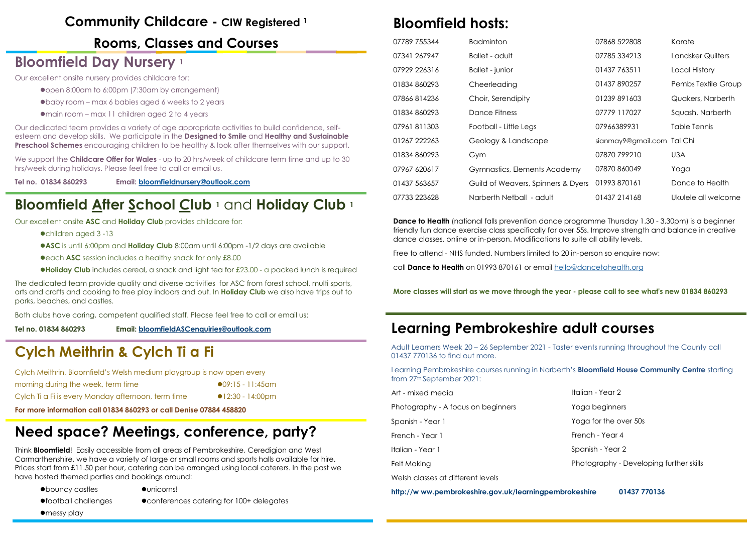# Community Childcare - CIW Registered [1]

## Rooms, Classes and Courses

## Bloomfield Day Nursery [1]

Our excellent onsite nursery provides childcare for:

- open 8:00am to 6:00pm (7:30am by arrangement)
- baby room – max 6 babies aged 6 weeks to 2 years
- main room – max 11 children aged 2 to 4 years

Our dedicated team provides a variety of age appropriate activities to build confidence, self-esteem and develop skills. We participate in the **Designed to Smile** and **Healthy and Sustainable Preschool Schemes** encouraging children to be healthy & look after themselves with our support.

We support the **Childcare Offer for Wales** - up to 20 hrs/week of childcare term time and up to 30 hrs/week during holidays. Please feel free to call or email us.

**Tel no. 01834 860293** **Email: bloomfieldnursery@outlook.com**

## Bloomfield After School Club [1] and Holiday Club [1]

Our excellent onsite **ASC** and **Holiday Club** provides childcare for:

- children aged 3 -13
- **ASC** is until 6:00pm and **Holiday Club** 8:00am until 6:00pm -1/2 days are available
- each **ASC** session includes a healthy snack for only £8.00
- **Holiday Club** includes cereal, a snack and light tea for £23.00 - a packed lunch is required

The dedicated team provide quality and diverse activities for ASC from forest school, multi sports, arts and crafts and cooking to free play indoors and out. In **Holiday Club** we also have trips out to parks, beaches, and castles.

Both clubs have caring, competent qualified staff. Please feel free to call or email us:

**Tel no. 01834 860293** **Email: bloomfieldASCenquiries@outlook.com**

## Cylch Meithrin & Cylch Ti a Fi

Cylch Meithrin, Bloomfield's Welsh medium playgroup is now open every morning during the week, term time — 09:15 - 11:45am

Cylch Ti a Fi is every Monday afternoon, term time — 12:30 - 14:00pm

**For more information call 01834 860293 or call Denise 07884 458820**

## Need space? Meetings, conference, party?

Think **Bloomfield**! Easily accessible from all areas of Pembrokeshire, Ceredigion and West Carmarthenshire, we have a variety of large or small rooms and sports halls available for hire. Prices start from £11.50 per hour, catering can be arranged using local caterers. In the past we have hosted themed parties and bookings around:

- bouncy castles
- unicorns!
- football challenges
- conferences catering for 100+ delegates
- messy play

## Bloomfield hosts:

| | | | |
|---|---|---|---|
| 07789 755344 | Badminton | 07868 522808 | Karate |
| 07341 267947 | Ballet - adult | 07785 334213 | Landsker Quilters |
| 07929 226316 | Ballet - junior | 01437 763511 | Local History |
| 01834 860293 | Cheerleading | 01437 890257 | Pembs Textile Group |
| 07866 814236 | Choir, Serendipity | 01239 891603 | Quakers, Narberth |
| 01834 860293 | Dance Fitness | 07779 117027 | Squash, Narberth |
| 07961 811303 | Football - Little Legs | 07966389931 | Table Tennis |
| 01267 222263 | Geology & Landscape | sianmay9@gmail.com | Tai Chi |
| 01834 860293 | Gym | 07870 799210 | U3A |
| 07967 620617 | Gymnastics, Elements Academy | 07870 860049 | Yoga |
| 01437 563657 | Guild of Weavers, Spinners & Dyers | 01993 870161 | Dance to Health |
| 07733 223628 | Narberth Netball - adult | 01437 214168 | Ukulele all welcome |

**Dance to Health** (national falls prevention dance programme Thursday 1.30 - 3.30pm) is a beginner friendly fun dance exercise class specifically for over 55s. Improve strength and balance in creative dance classes, online or in-person. Modifications to suite all ability levels.

Free to attend - NHS funded. Numbers limited to 20 in-person so enquire now:

call **Dance to Health** on 01993 870161 or email hello@dancetohealth.org

**More classes will start as we move through the year - please call to see what's new 01834 860293**

## Learning Pembrokeshire adult courses

Adult Learners Week 20 – 26 September 2021 - Taster events running throughout the County call 01437 770136 to find out more.

Learning Pembrokeshire courses running in Narberth's **Bloomfield House Community Centre** starting from 27th September 2021:

- Art - mixed media
- Photography - A focus on beginners
- Spanish - Year 1
- French - Year 1
- Italian - Year 1
- Felt Making
- Welsh classes at different levels
- Italian - Year 2
- Yoga beginners
- Yoga for the over 50s
- French - Year 4
- Spanish - Year 2
- Photography - Developing further skills

**http://w ww.pembrokeshire.gov.uk/learningpembrokeshire 01437 770136**